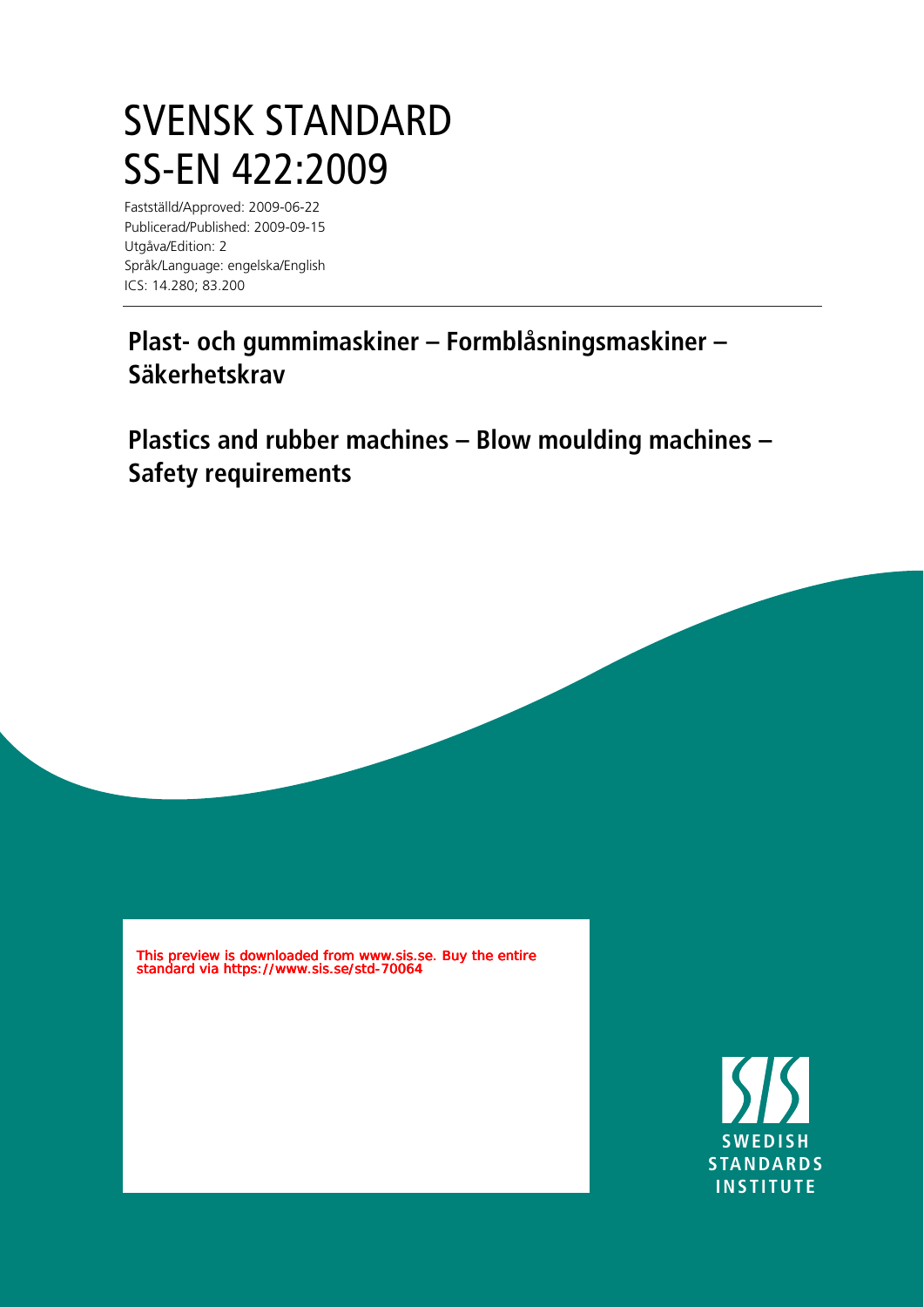# SVENSK STANDARD
# SS-EN 422:2009

Fastställd/Approved: 2009-06-22
Publicerad/Published: 2009-09-15
Utgåva/Edition: 2
Språk/Language: engelska/English
ICS: 14.280; 83.200

## Plast- och gummimaskiner – Formblåsningsmaskiner – Säkerhetskrav

## Plastics and rubber machines – Blow moulding machines – Safety requirements

This preview is downloaded from www.sis.se. Buy the entire standard via https://www.sis.se/std-70064

SWEDISH STANDARDS INSTITUTE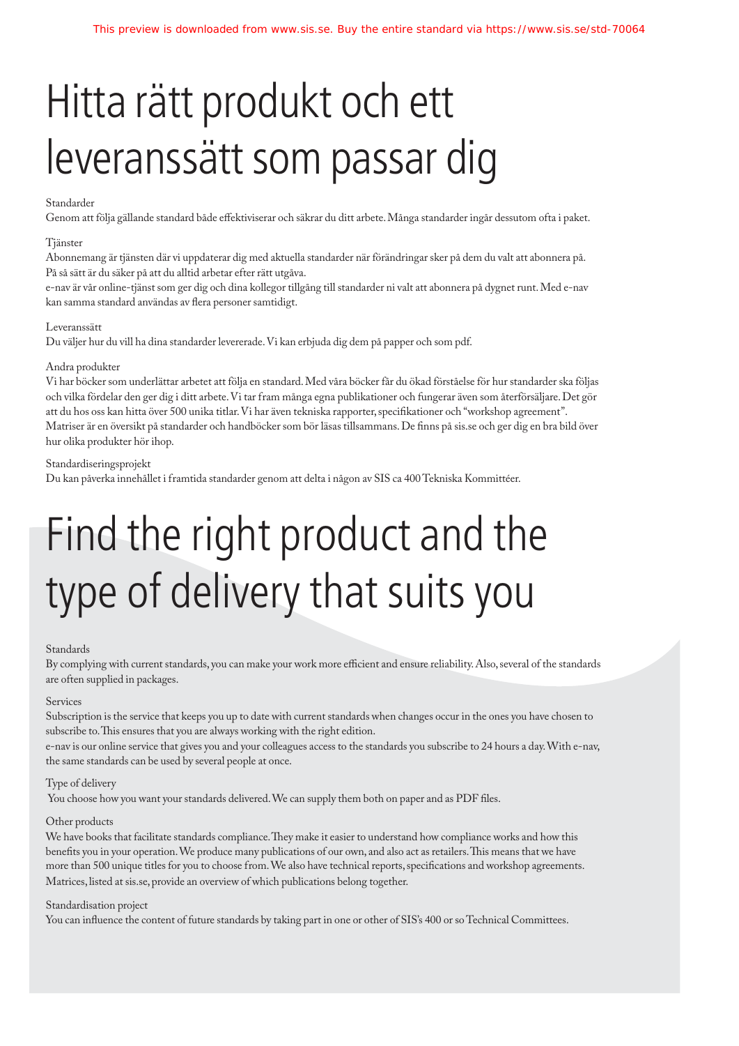# Hitta rätt produkt och ett leveranssätt som passar dig

Standarder

Genom att följa gällande standard både effektiviserar och säkrar du ditt arbete. Många standarder ingår dessutom ofta i paket.

Tjänster

Abonnemang är tjänsten där vi uppdaterar dig med aktuella standarder när förändringar sker på dem du valt att abonnera på. På så sätt är du säker på att du alltid arbetar efter rätt utgåva.

e-nav är vår online-tjänst som ger dig och dina kollegor tillgång till standarder ni valt att abonnera på dygnet runt. Med e-nav kan samma standard användas av flera personer samtidigt.

Leveranssätt

Du väljer hur du vill ha dina standarder levererade. Vi kan erbjuda dig dem på papper och som pdf.

Andra produkter

Vi har böcker som underlättar arbetet att följa en standard. Med våra böcker får du ökad förståelse för hur standarder ska följas och vilka fördelar den ger dig i ditt arbete. Vi tar fram många egna publikationer och fungerar även som återförsäljare. Det gör att du hos oss kan hitta över 500 unika titlar. Vi har även tekniska rapporter, specifikationer och "workshop agreement". Matriser är en översikt på standarder och handböcker som bör läsas tillsammans. De finns på sis.se och ger dig en bra bild över hur olika produkter hör ihop.

Standardiseringsprojekt

Du kan påverka innehållet i framtida standarder genom att delta i någon av SIS ca 400 Tekniska Kommittéer.

# Find the right product and the type of delivery that suits you

Standards

By complying with current standards, you can make your work more efficient and ensure reliability. Also, several of the standards are often supplied in packages.

Services

Subscription is the service that keeps you up to date with current standards when changes occur in the ones you have chosen to subscribe to. This ensures that you are always working with the right edition.

e-nav is our online service that gives you and your colleagues access to the standards you subscribe to 24 hours a day. With e-nav, the same standards can be used by several people at once.

Type of delivery

You choose how you want your standards delivered. We can supply them both on paper and as PDF files.

Other products

We have books that facilitate standards compliance. They make it easier to understand how compliance works and how this benefits you in your operation. We produce many publications of our own, and also act as retailers. This means that we have more than 500 unique titles for you to choose from. We also have technical reports, specifications and workshop agreements. Matrices, listed at sis.se, provide an overview of which publications belong together.

Standardisation project

You can influence the content of future standards by taking part in one or other of SIS's 400 or so Technical Committees.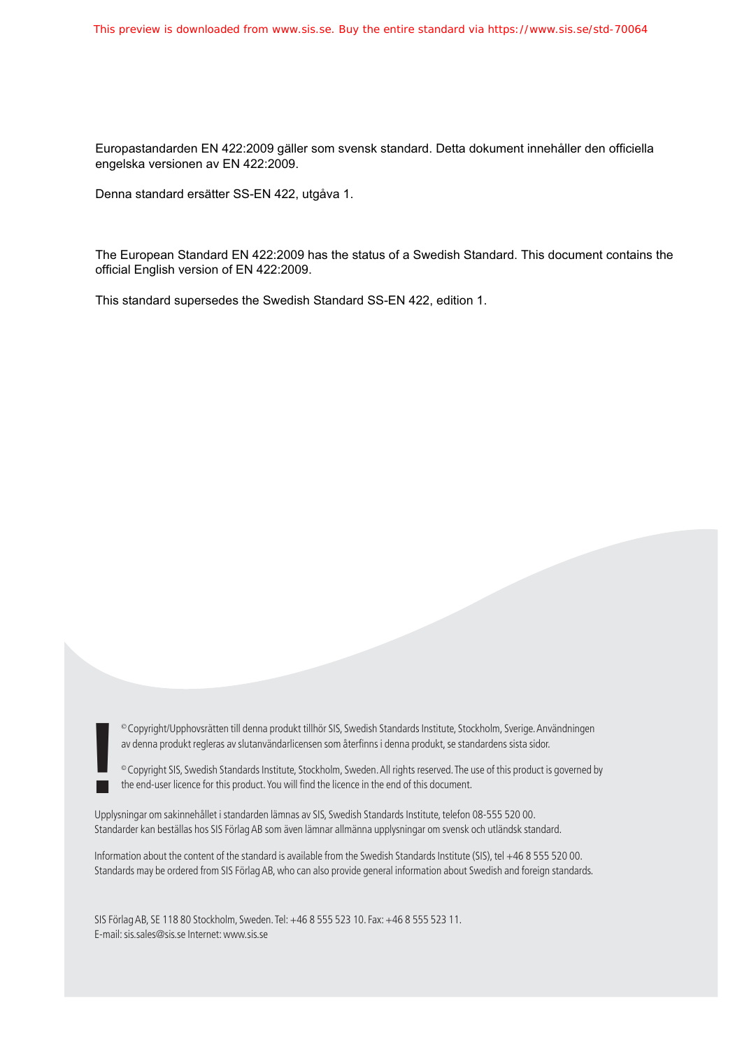Europastandarden EN 422:2009 gäller som svensk standard. Detta dokument innehåller den officiella engelska versionen av EN 422:2009.

Denna standard ersätter SS-EN 422, utgåva 1.

The European Standard EN 422:2009 has the status of a Swedish Standard. This document contains the official English version of EN 422:2009.

This standard supersedes the Swedish Standard SS-EN 422, edition 1.

© Copyright/Upphovsrätten till denna produkt tillhör SIS, Swedish Standards Institute, Stockholm, Sverige. Användningen av denna produkt regleras av slutanvändarlicensen som återfinns i denna produkt, se standardens sista sidor.

© Copyright SIS, Swedish Standards Institute, Stockholm, Sweden. All rights reserved. The use of this product is governed by the end-user licence for this product. You will find the licence in the end of this document.

Upplysningar om sakinnehållet i standarden lämnas av SIS, Swedish Standards Institute, telefon 08-555 520 00.
Standarder kan beställas hos SIS Förlag AB som även lämnar allmänna upplysningar om svensk och utländsk standard.

Information about the content of the standard is available from the Swedish Standards Institute (SIS), tel +46 8 555 520 00.
Standards may be ordered from SIS Förlag AB, who can also provide general information about Swedish and foreign standards.

SIS Förlag AB, SE 118 80 Stockholm, Sweden. Tel: +46 8 555 523 10. Fax: +46 8 555 523 11.
E-mail: sis.sales@sis.se Internet: www.sis.se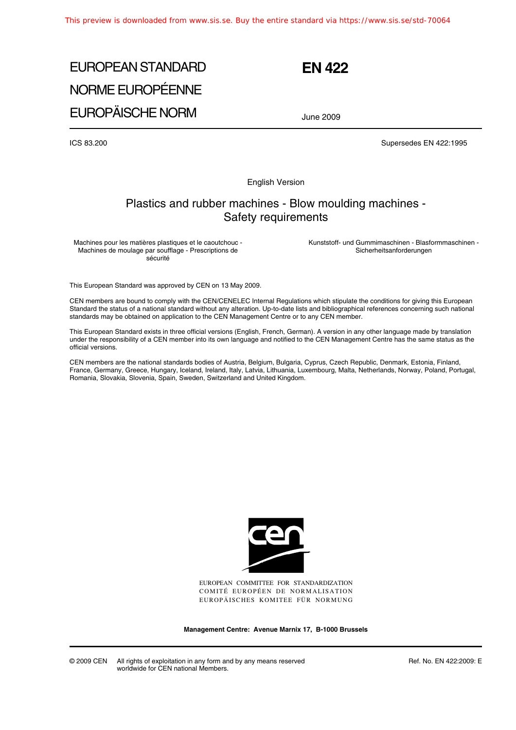# EUROPEAN STANDARD
# NORME EUROPÉENNE
# EUROPÄISCHE NORM

# EN 422

June 2009

ICS 83.200

Supersedes EN 422:1995

English Version

## Plastics and rubber machines - Blow moulding machines - Safety requirements

Machines pour les matières plastiques et le caoutchouc - Machines de moulage par soufflage - Prescriptions de sécurité

Kunststoff- und Gummimaschinen - Blasformmaschinen - Sicherheitsanforderungen

This European Standard was approved by CEN on 13 May 2009.

CEN members are bound to comply with the CEN/CENELEC Internal Regulations which stipulate the conditions for giving this European Standard the status of a national standard without any alteration. Up-to-date lists and bibliographical references concerning such national standards may be obtained on application to the CEN Management Centre or to any CEN member.

This European Standard exists in three official versions (English, French, German). A version in any other language made by translation under the responsibility of a CEN member into its own language and notified to the CEN Management Centre has the same status as the official versions.

CEN members are the national standards bodies of Austria, Belgium, Bulgaria, Cyprus, Czech Republic, Denmark, Estonia, Finland, France, Germany, Greece, Hungary, Iceland, Ireland, Italy, Latvia, Lithuania, Luxembourg, Malta, Netherlands, Norway, Poland, Portugal, Romania, Slovakia, Slovenia, Spain, Sweden, Switzerland and United Kingdom.

EUROPEAN COMMITTEE FOR STANDARDIZATION
COMITÉ EUROPÉEN DE NORMALISATION
EUROPÄISCHES KOMITEE FÜR NORMUNG

**Management Centre: Avenue Marnix 17, B-1000 Brussels**

© 2009 CEN All rights of exploitation in any form and by any means reserved worldwide for CEN national Members.

Ref. No. EN 422:2009: E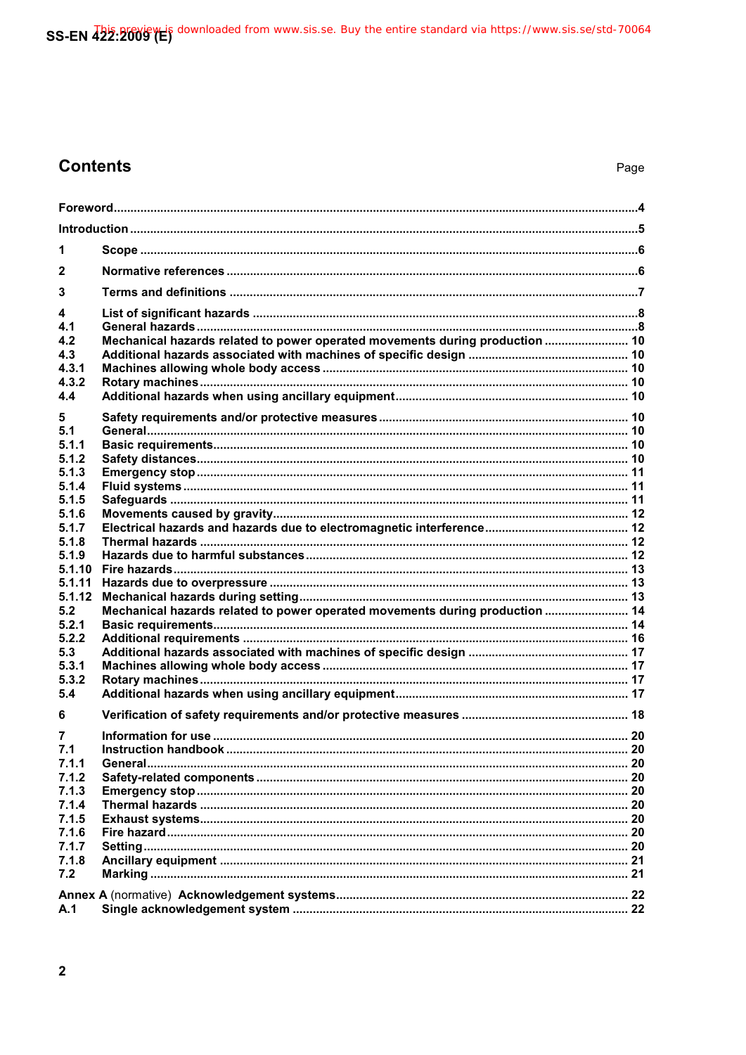# Contents

Page

Foreword....................................................................................................................................................4

Introduction ...............................................................................................................................................5

1 Scope ...............................................................................................................................................6

2 Normative references .....................................................................................................................6

3 Terms and definitions ....................................................................................................................7

4 List of significant hazards .............................................................................................................8
4.1 General hazards ..............................................................................................................................8
4.2 Mechanical hazards related to power operated movements during production ..................... 10
4.3 Additional hazards associated with machines of specific design ............................................ 10
4.3.1 Machines allowing whole body access ....................................................................................... 10
4.3.2 Rotary machines ........................................................................................................................... 10
4.4 Additional hazards when using ancillary equipment................................................................. 10

5 Safety requirements and/or protective measures ...................................................................... 10
5.1 General........................................................................................................................................... 10
5.1.1 Basic requirements....................................................................................................................... 10
5.1.2 Safety distances............................................................................................................................ 10
5.1.3 Emergency stop ............................................................................................................................ 11
5.1.4 Fluid systems ................................................................................................................................ 11
5.1.5 Safeguards .................................................................................................................................... 11
5.1.6 Movements caused by gravity...................................................................................................... 12
5.1.7 Electrical hazards and hazards due to electromagnetic interference........................................ 12
5.1.8 Thermal hazards ........................................................................................................................... 12
5.1.9 Hazards due to harmful substances ............................................................................................. 12
5.1.10 Fire hazards................................................................................................................................... 13
5.1.11 Hazards due to overpressure ....................................................................................................... 13
5.1.12 Mechanical hazards during setting.............................................................................................. 13
5.2 Mechanical hazards related to power operated movements during production ...................... 14
5.2.1 Basic requirements....................................................................................................................... 14
5.2.2 Additional requirements ............................................................................................................... 16
5.3 Additional hazards associated with machines of specific design ............................................. 17
5.3.1 Machines allowing whole body access ........................................................................................ 17
5.3.2 Rotary machines ........................................................................................................................... 17
5.4 Additional hazards when using ancillary equipment.................................................................. 17

6 Verification of safety requirements and/or protective measures ............................................. 18

7 Information for use ....................................................................................................................... 20
7.1 Instruction handbook .................................................................................................................... 20
7.1.1 General........................................................................................................................................... 20
7.1.2 Safety-related components .......................................................................................................... 20
7.1.3 Emergency stop ............................................................................................................................ 20
7.1.4 Thermal hazards ........................................................................................................................... 20
7.1.5 Exhaust systems........................................................................................................................... 20
7.1.6 Fire hazard..................................................................................................................................... 20
7.1.7 Setting............................................................................................................................................ 20
7.1.8 Ancillary equipment ..................................................................................................................... 21
7.2 Marking .......................................................................................................................................... 21

Annex A (normative) Acknowledgement systems................................................................................ 22
A.1 Single acknowledgement system ................................................................................................ 22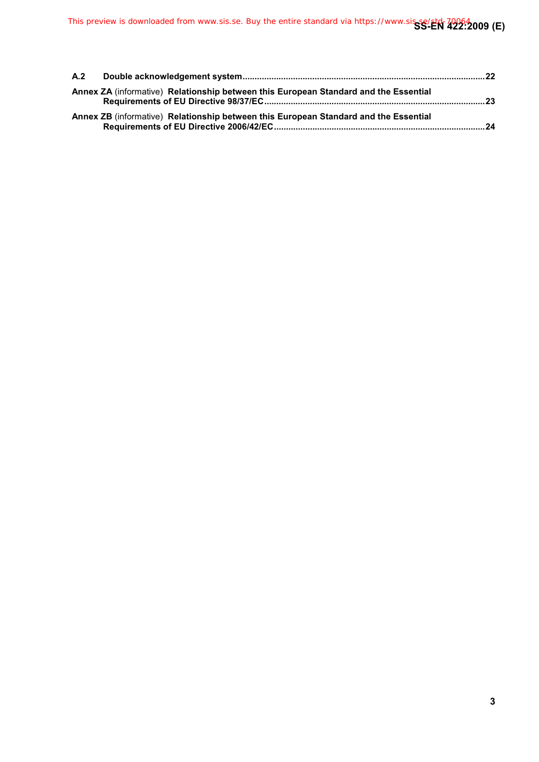**A.2 Double acknowledgement system** .......................................................................................................22

**Annex ZA** (informative) **Relationship between this European Standard and the Essential Requirements of EU Directive 98/37/EC** ..........................................................................................23

**Annex ZB** (informative) **Relationship between this European Standard and the Essential Requirements of EU Directive 2006/42/EC** .......................................................................................24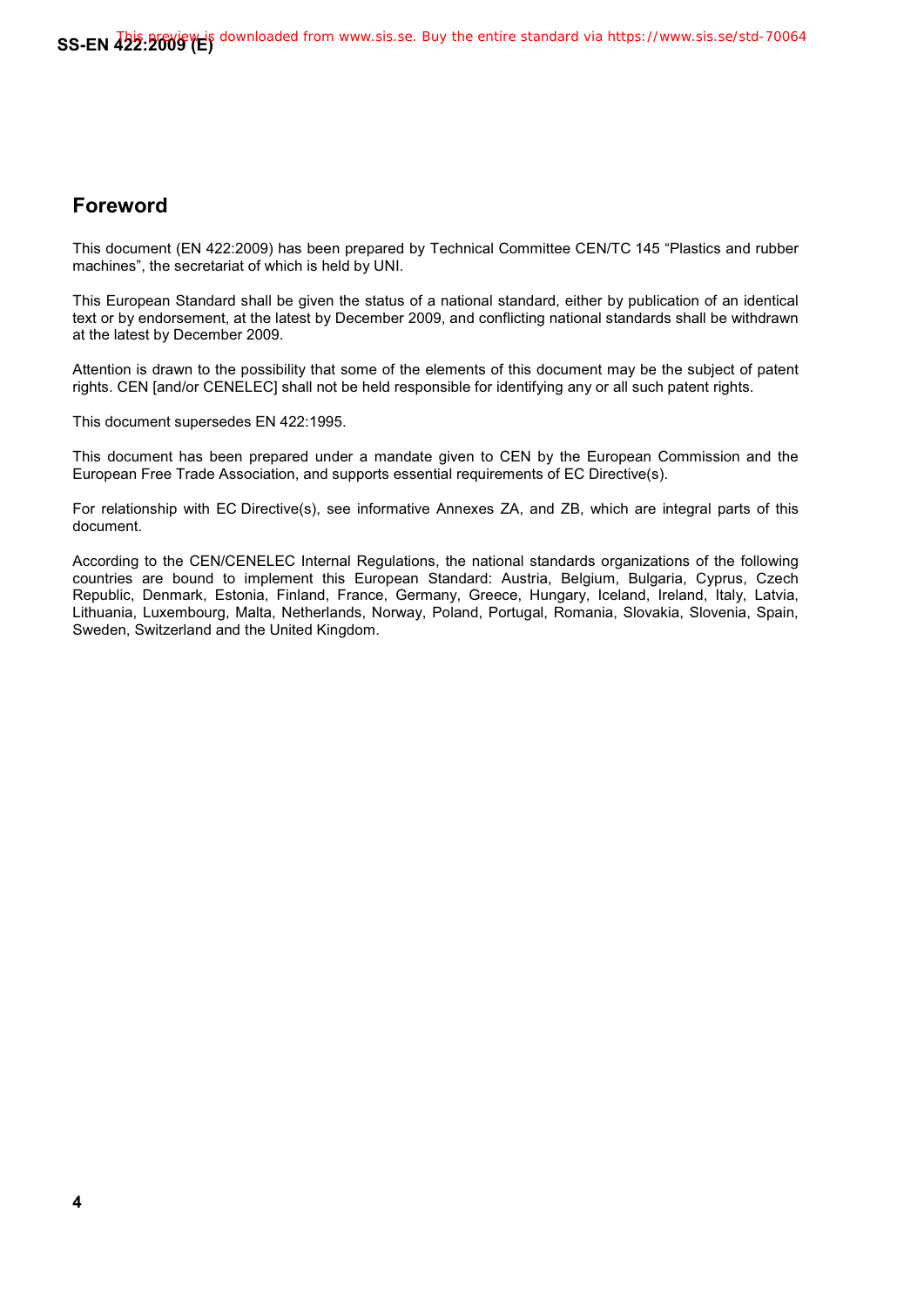## Foreword

This document (EN 422:2009) has been prepared by Technical Committee CEN/TC 145 “Plastics and rubber machines”, the secretariat of which is held by UNI.

This European Standard shall be given the status of a national standard, either by publication of an identical text or by endorsement, at the latest by December 2009, and conflicting national standards shall be withdrawn at the latest by December 2009.

Attention is drawn to the possibility that some of the elements of this document may be the subject of patent rights. CEN [and/or CENELEC] shall not be held responsible for identifying any or all such patent rights.

This document supersedes EN 422:1995.

This document has been prepared under a mandate given to CEN by the European Commission and the European Free Trade Association, and supports essential requirements of EC Directive(s).

For relationship with EC Directive(s), see informative Annexes ZA, and ZB, which are integral parts of this document.

According to the CEN/CENELEC Internal Regulations, the national standards organizations of the following countries are bound to implement this European Standard: Austria, Belgium, Bulgaria, Cyprus, Czech Republic, Denmark, Estonia, Finland, France, Germany, Greece, Hungary, Iceland, Ireland, Italy, Latvia, Lithuania, Luxembourg, Malta, Netherlands, Norway, Poland, Portugal, Romania, Slovakia, Slovenia, Spain, Sweden, Switzerland and the United Kingdom.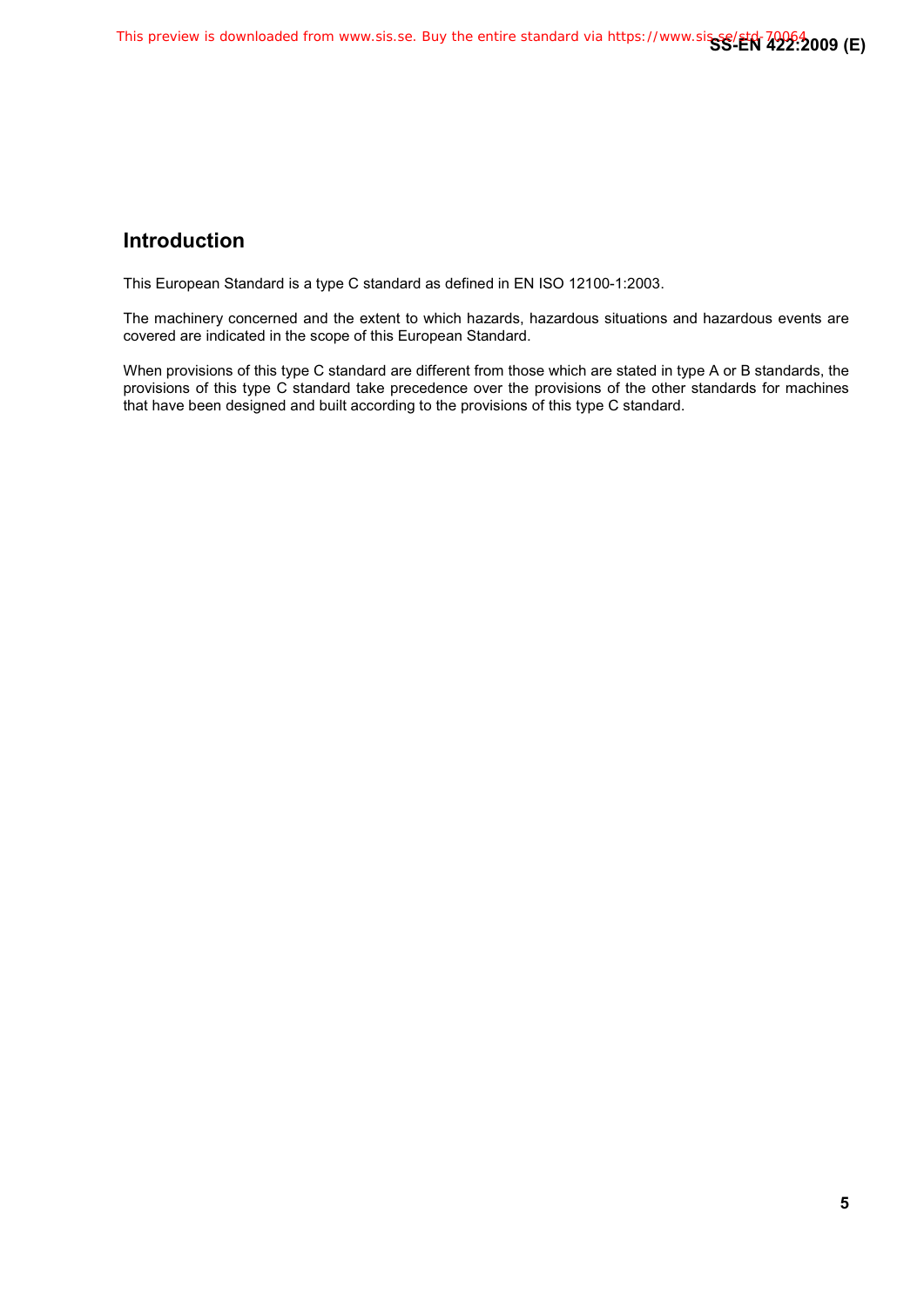## Introduction

This European Standard is a type C standard as defined in EN ISO 12100-1:2003.

The machinery concerned and the extent to which hazards, hazardous situations and hazardous events are covered are indicated in the scope of this European Standard.

When provisions of this type C standard are different from those which are stated in type A or B standards, the provisions of this type C standard take precedence over the provisions of the other standards for machines that have been designed and built according to the provisions of this type C standard.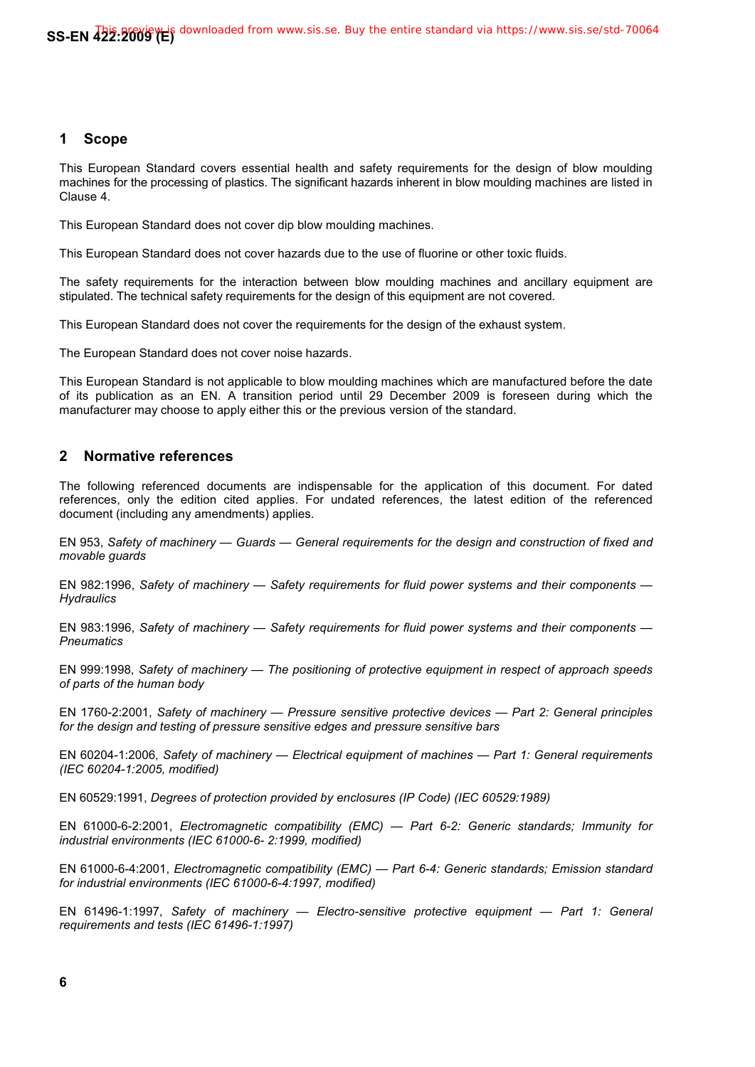## 1 Scope

This European Standard covers essential health and safety requirements for the design of blow moulding machines for the processing of plastics. The significant hazards inherent in blow moulding machines are listed in Clause 4.

This European Standard does not cover dip blow moulding machines.

This European Standard does not cover hazards due to the use of fluorine or other toxic fluids.

The safety requirements for the interaction between blow moulding machines and ancillary equipment are stipulated. The technical safety requirements for the design of this equipment are not covered.

This European Standard does not cover the requirements for the design of the exhaust system.

The European Standard does not cover noise hazards.

This European Standard is not applicable to blow moulding machines which are manufactured before the date of its publication as an EN. A transition period until 29 December 2009 is foreseen during which the manufacturer may choose to apply either this or the previous version of the standard.

## 2 Normative references

The following referenced documents are indispensable for the application of this document. For dated references, only the edition cited applies. For undated references, the latest edition of the referenced document (including any amendments) applies.

EN 953, *Safety of machinery — Guards — General requirements for the design and construction of fixed and movable guards*

EN 982:1996, *Safety of machinery — Safety requirements for fluid power systems and their components — Hydraulics*

EN 983:1996, *Safety of machinery — Safety requirements for fluid power systems and their components — Pneumatics*

EN 999:1998, *Safety of machinery — The positioning of protective equipment in respect of approach speeds of parts of the human body*

EN 1760-2:2001, *Safety of machinery — Pressure sensitive protective devices — Part 2: General principles for the design and testing of pressure sensitive edges and pressure sensitive bars*

EN 60204-1:2006, *Safety of machinery — Electrical equipment of machines — Part 1: General requirements (IEC 60204-1:2005, modified)*

EN 60529:1991, *Degrees of protection provided by enclosures (IP Code) (IEC 60529:1989)*

EN 61000-6-2:2001, *Electromagnetic compatibility (EMC) — Part 6-2: Generic standards; Immunity for industrial environments (IEC 61000-6- 2:1999, modified)*

EN 61000-6-4:2001, *Electromagnetic compatibility (EMC) — Part 6-4: Generic standards; Emission standard for industrial environments (IEC 61000-6-4:1997, modified)*

EN 61496-1:1997, *Safety of machinery — Electro-sensitive protective equipment — Part 1: General requirements and tests (IEC 61496-1:1997)*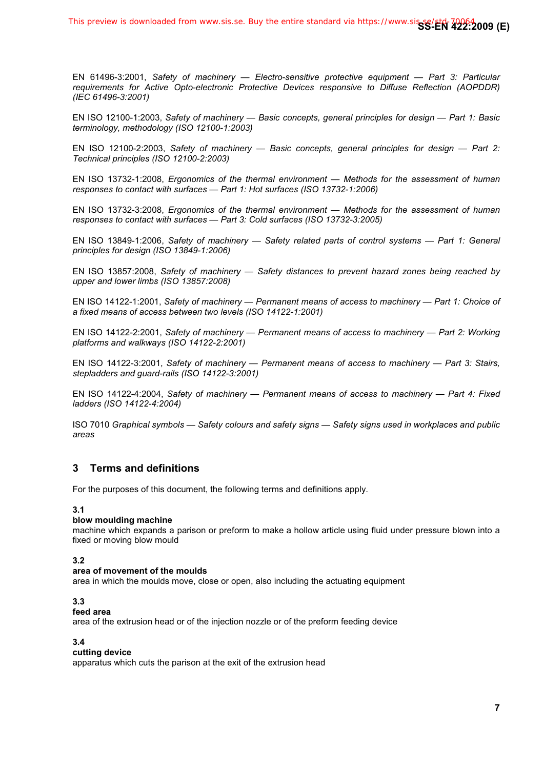EN 61496-3:2001, *Safety of machinery — Electro-sensitive protective equipment — Part 3: Particular requirements for Active Opto-electronic Protective Devices responsive to Diffuse Reflection (AOPDDR) (IEC 61496-3:2001)*

EN ISO 12100-1:2003, *Safety of machinery — Basic concepts, general principles for design — Part 1: Basic terminology, methodology (ISO 12100-1:2003)*

EN ISO 12100-2:2003, *Safety of machinery — Basic concepts, general principles for design — Part 2: Technical principles (ISO 12100-2:2003)*

EN ISO 13732-1:2008, *Ergonomics of the thermal environment — Methods for the assessment of human responses to contact with surfaces — Part 1: Hot surfaces (ISO 13732-1:2006)*

EN ISO 13732-3:2008, *Ergonomics of the thermal environment — Methods for the assessment of human responses to contact with surfaces — Part 3: Cold surfaces (ISO 13732-3:2005)*

EN ISO 13849-1:2006, *Safety of machinery — Safety related parts of control systems — Part 1: General principles for design (ISO 13849-1:2006)*

EN ISO 13857:2008, *Safety of machinery — Safety distances to prevent hazard zones being reached by upper and lower limbs (ISO 13857:2008)*

EN ISO 14122-1:2001, *Safety of machinery — Permanent means of access to machinery — Part 1: Choice of a fixed means of access between two levels (ISO 14122-1:2001)*

EN ISO 14122-2:2001, *Safety of machinery — Permanent means of access to machinery — Part 2: Working platforms and walkways (ISO 14122-2:2001)*

EN ISO 14122-3:2001, *Safety of machinery — Permanent means of access to machinery — Part 3: Stairs, stepladders and guard-rails (ISO 14122-3:2001)*

EN ISO 14122-4:2004, *Safety of machinery — Permanent means of access to machinery — Part 4: Fixed ladders (ISO 14122-4:2004)*

ISO 7010 *Graphical symbols — Safety colours and safety signs — Safety signs used in workplaces and public areas*

## 3 Terms and definitions

For the purposes of this document, the following terms and definitions apply.

**3.1**
**blow moulding machine**
machine which expands a parison or preform to make a hollow article using fluid under pressure blown into a fixed or moving blow mould

**3.2**
**area of movement of the moulds**
area in which the moulds move, close or open, also including the actuating equipment

**3.3**
**feed area**
area of the extrusion head or of the injection nozzle or of the preform feeding device

**3.4**
**cutting device**
apparatus which cuts the parison at the exit of the extrusion head